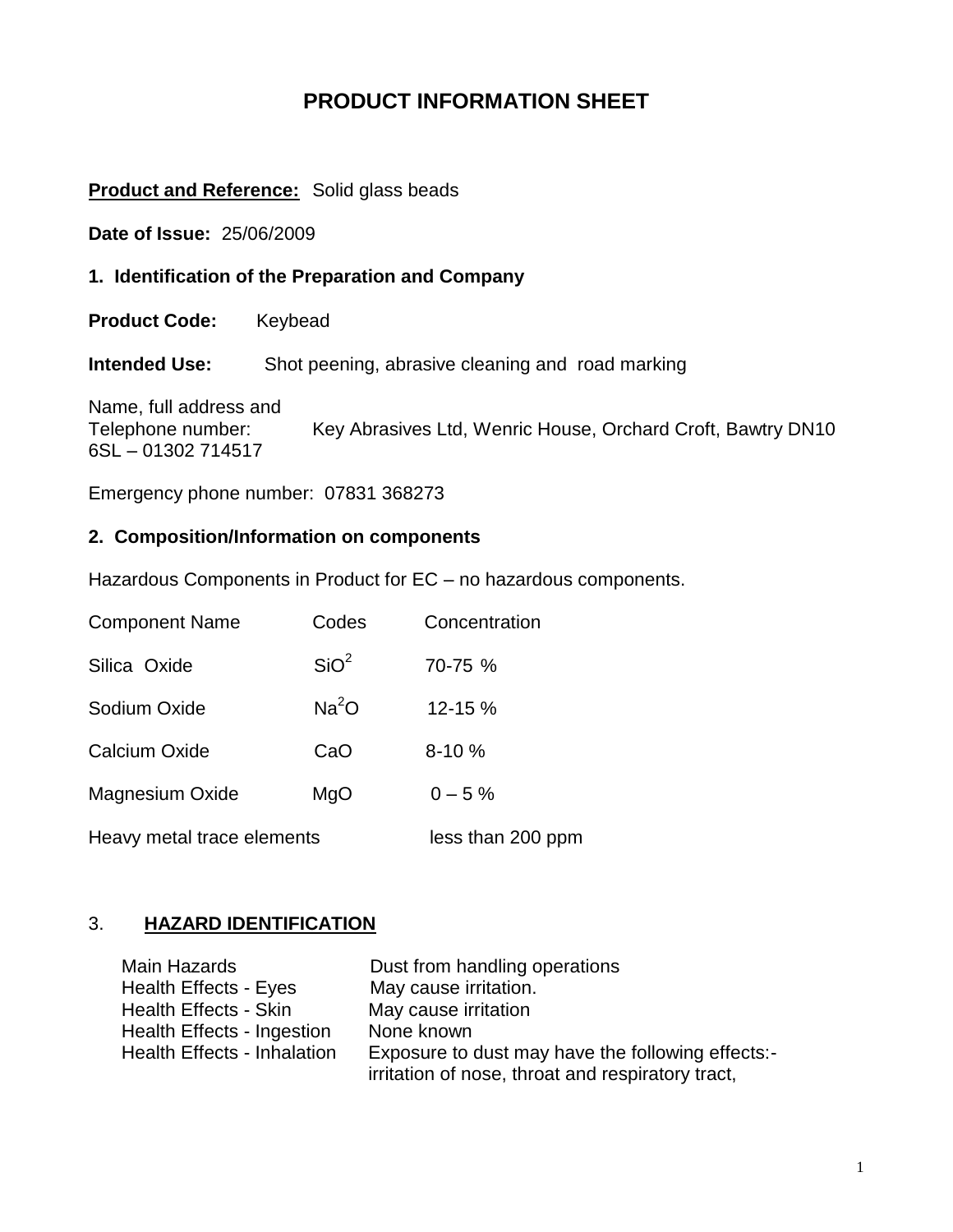# PRODUCT INFORMATION SHEET

**Product and Reference:** Solid glass beads

**Date of Issue:** 25/06/2009

### 1. Identification of the Preparation and Company

**Product Code:** Keybead

**Intended Use:** Shot peening, abrasive cleaning and road marking

Name, full address and Telephone number: Key Abrasives Ltd, Wenric House, Orchard Croft, Bawtry DN10 6SL – 01302 714517

Emergency phone number: 07831 368273

### 2. Composition/Information on components

Hazardous Components in Product for EC – no hazardous components.

| Component Name | Codes | Concentration |
|---|---|---|
| Silica Oxide | $SiO^2$ | 70-75 % |
| Sodium Oxide | $Na^2O$ | 12-15 % |
| Calcium Oxide | CaO | 8-10 % |
| Magnesium Oxide | MgO | 0 – 5 % |
| Heavy metal trace elements | | less than 200 ppm |

### 3. **HAZARD IDENTIFICATION**

| | |
|---|---|
| Main Hazards | Dust from handling operations |
| Health Effects - Eyes | May cause irritation. |
| Health Effects - Skin | May cause irritation |
| Health Effects - Ingestion | None known |
| Health Effects - Inhalation | Exposure to dust may have the following effects:- irritation of nose, throat and respiratory tract, |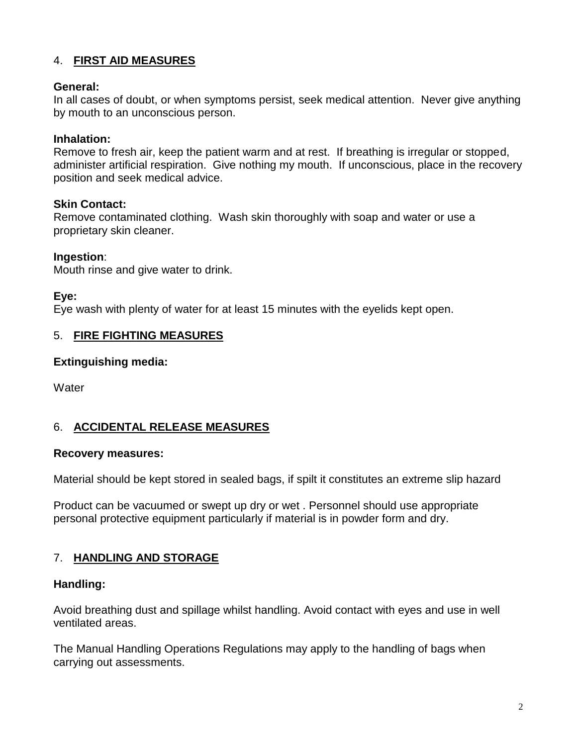## 4. **FIRST AID MEASURES**

**General:**
In all cases of doubt, or when symptoms persist, seek medical attention. Never give anything by mouth to an unconscious person.

**Inhalation:**
Remove to fresh air, keep the patient warm and at rest. If breathing is irregular or stopped, administer artificial respiration. Give nothing my mouth. If unconscious, place in the recovery position and seek medical advice.

**Skin Contact:**
Remove contaminated clothing. Wash skin thoroughly with soap and water or use a proprietary skin cleaner.

**Ingestion**:
Mouth rinse and give water to drink.

**Eye:**
Eye wash with plenty of water for at least 15 minutes with the eyelids kept open.

## 5. **FIRE FIGHTING MEASURES**

**Extinguishing media:**

Water

## 6. **ACCIDENTAL RELEASE MEASURES**

**Recovery measures:**

Material should be kept stored in sealed bags, if spilt it constitutes an extreme slip hazard

Product can be vacuumed or swept up dry or wet . Personnel should use appropriate personal protective equipment particularly if material is in powder form and dry.

## 7. **HANDLING AND STORAGE**

**Handling:**

Avoid breathing dust and spillage whilst handling. Avoid contact with eyes and use in well ventilated areas.

The Manual Handling Operations Regulations may apply to the handling of bags when carrying out assessments.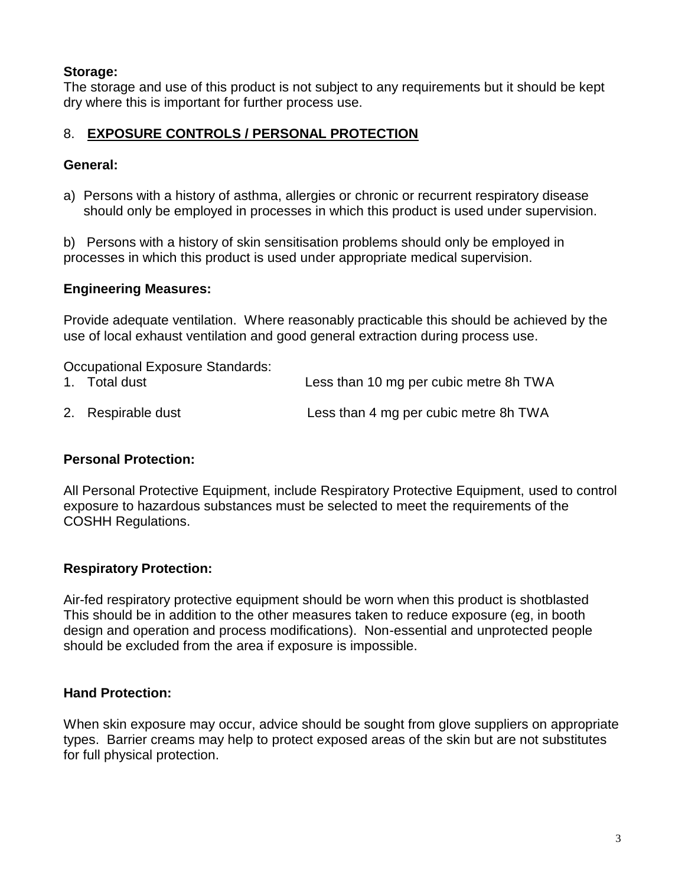**Storage:**
The storage and use of this product is not subject to any requirements but it should be kept dry where this is important for further process use.

## 8. EXPOSURE CONTROLS / PERSONAL PROTECTION

**General:**

a) Persons with a history of asthma, allergies or chronic or recurrent respiratory disease should only be employed in processes in which this product is used under supervision.

b) Persons with a history of skin sensitisation problems should only be employed in processes in which this product is used under appropriate medical supervision.

**Engineering Measures:**

Provide adequate ventilation. Where reasonably practicable this should be achieved by the use of local exhaust ventilation and good general extraction during process use.

Occupational Exposure Standards:

| | |
|---|---|
| 1. Total dust | Less than 10 mg per cubic metre 8h TWA |
| 2. Respirable dust | Less than 4 mg per cubic metre 8h TWA |

**Personal Protection:**

All Personal Protective Equipment, include Respiratory Protective Equipment, used to control exposure to hazardous substances must be selected to meet the requirements of the COSHH Regulations.

**Respiratory Protection:**

Air-fed respiratory protective equipment should be worn when this product is shotblasted This should be in addition to the other measures taken to reduce exposure (eg, in booth design and operation and process modifications). Non-essential and unprotected people should be excluded from the area if exposure is impossible.

**Hand Protection:**

When skin exposure may occur, advice should be sought from glove suppliers on appropriate types. Barrier creams may help to protect exposed areas of the skin but are not substitutes for full physical protection.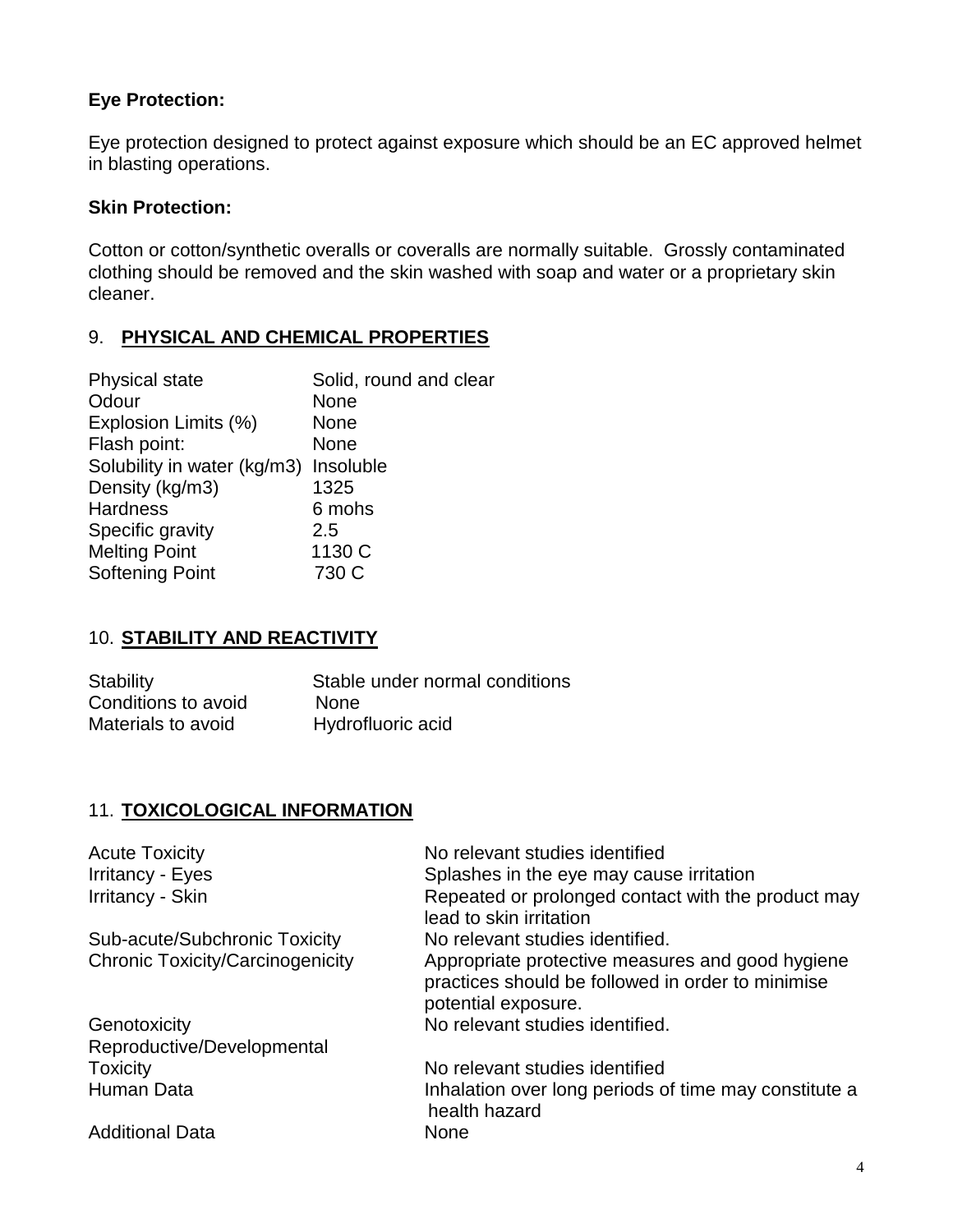**Eye Protection:**

Eye protection designed to protect against exposure which should be an EC approved helmet in blasting operations.

**Skin Protection:**

Cotton or cotton/synthetic overalls or coveralls are normally suitable. Grossly contaminated clothing should be removed and the skin washed with soap and water or a proprietary skin cleaner.

## 9. PHYSICAL AND CHEMICAL PROPERTIES

| | |
|---|---|
| Physical state | Solid, round and clear |
| Odour | None |
| Explosion Limits (%) | None |
| Flash point: | None |
| Solubility in water (kg/m3) | Insoluble |
| Density (kg/m3) | 1325 |
| Hardness | 6 mohs |
| Specific gravity | 2.5 |
| Melting Point | 1130 C |
| Softening Point | 730 C |

## 10. STABILITY AND REACTIVITY

| | |
|---|---|
| Stability | Stable under normal conditions |
| Conditions to avoid | None |
| Materials to avoid | Hydrofluoric acid |

## 11. TOXICOLOGICAL INFORMATION

| | |
|---|---|
| Acute Toxicity | No relevant studies identified |
| Irritancy - Eyes | Splashes in the eye may cause irritation |
| Irritancy - Skin | Repeated or prolonged contact with the product may lead to skin irritation |
| Sub-acute/Subchronic Toxicity | No relevant studies identified. |
| Chronic Toxicity/Carcinogenicity | Appropriate protective measures and good hygiene practices should be followed in order to minimise potential exposure. |
| Genotoxicity | No relevant studies identified. |
| Reproductive/Developmental Toxicity | No relevant studies identified |
| Human Data | Inhalation over long periods of time may constitute a health hazard |
| Additional Data | None |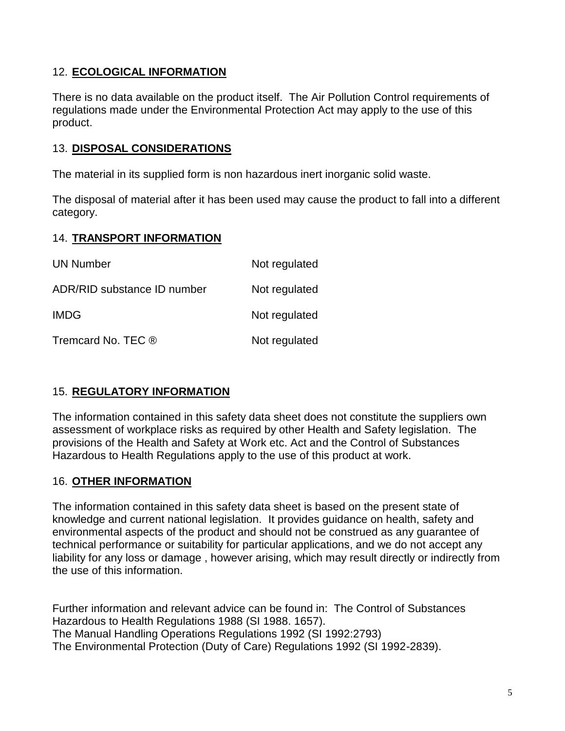## 12. **ECOLOGICAL INFORMATION**

There is no data available on the product itself. The Air Pollution Control requirements of regulations made under the Environmental Protection Act may apply to the use of this product.

## 13. **DISPOSAL CONSIDERATIONS**

The material in its supplied form is non hazardous inert inorganic solid waste.

The disposal of material after it has been used may cause the product to fall into a different category.

## 14. **TRANSPORT INFORMATION**

| | |
|---|---|
| UN Number | Not regulated |
| ADR/RID substance ID number | Not regulated |
| IMDG | Not regulated |
| Tremcard No. TEC ® | Not regulated |

## 15. **REGULATORY INFORMATION**

The information contained in this safety data sheet does not constitute the suppliers own assessment of workplace risks as required by other Health and Safety legislation. The provisions of the Health and Safety at Work etc. Act and the Control of Substances Hazardous to Health Regulations apply to the use of this product at work.

## 16. **OTHER INFORMATION**

The information contained in this safety data sheet is based on the present state of knowledge and current national legislation. It provides guidance on health, safety and environmental aspects of the product and should not be construed as any guarantee of technical performance or suitability for particular applications, and we do not accept any liability for any loss or damage , however arising, which may result directly or indirectly from the use of this information.

Further information and relevant advice can be found in: The Control of Substances Hazardous to Health Regulations 1988 (SI 1988. 1657).
The Manual Handling Operations Regulations 1992 (SI 1992:2793)
The Environmental Protection (Duty of Care) Regulations 1992 (SI 1992-2839).